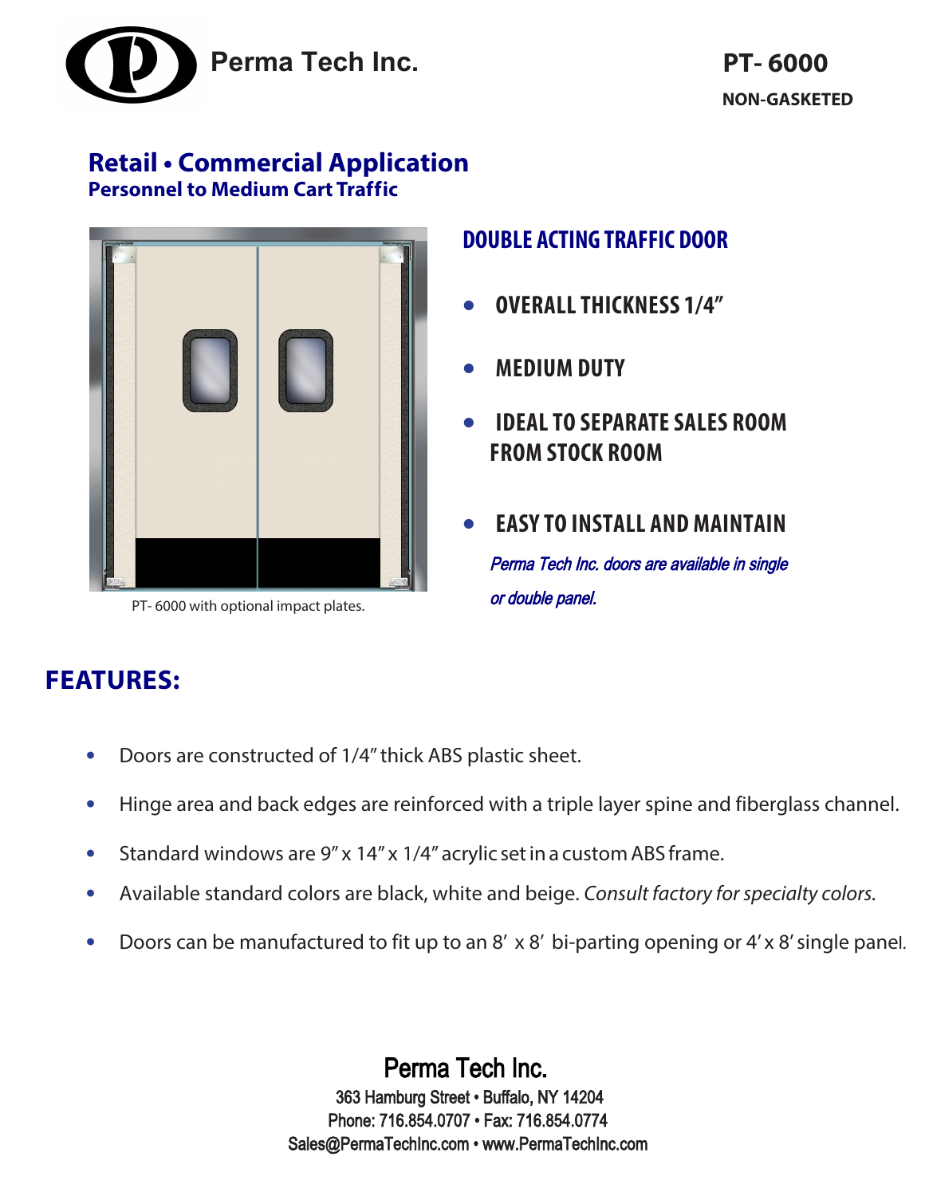Perma Tech Inc.

**PT- 6000**

**NON-GASKETED**

## Retail • Commercial Application

### Personnel to Medium Cart Traffic

PT- 6000 with optional impact plates.

## DOUBLE ACTING TRAFFIC DOOR

- **OVERALL THICKNESS 1/4”**
- **MEDIUM DUTY**
- **IDEAL TO SEPARATE SALES ROOM FROM STOCK ROOM**
- **EASY TO INSTALL AND MAINTAIN**

*Perma Tech Inc. doors are available in single or double panel.*

## FEATURES:

- Doors are constructed of 1/4” thick ABS plastic sheet.
- Hinge area and back edges are reinforced with a triple layer spine and fiberglass channel.
- Standard windows are 9” x 14” x 1/4” acrylic set in a custom ABS frame.
- Available standard colors are black, white and beige. *Consult factory for specialty colors.*
- Doors can be manufactured to fit up to an 8′ x 8′ bi-parting opening or 4′ x 8′ single panel.

Perma Tech Inc.

363 Hamburg Street • Buffalo, NY 14204

Phone: 716.854.0707 • Fax: 716.854.0774

Sales@PermaTechInc.com • www.PermaTechInc.com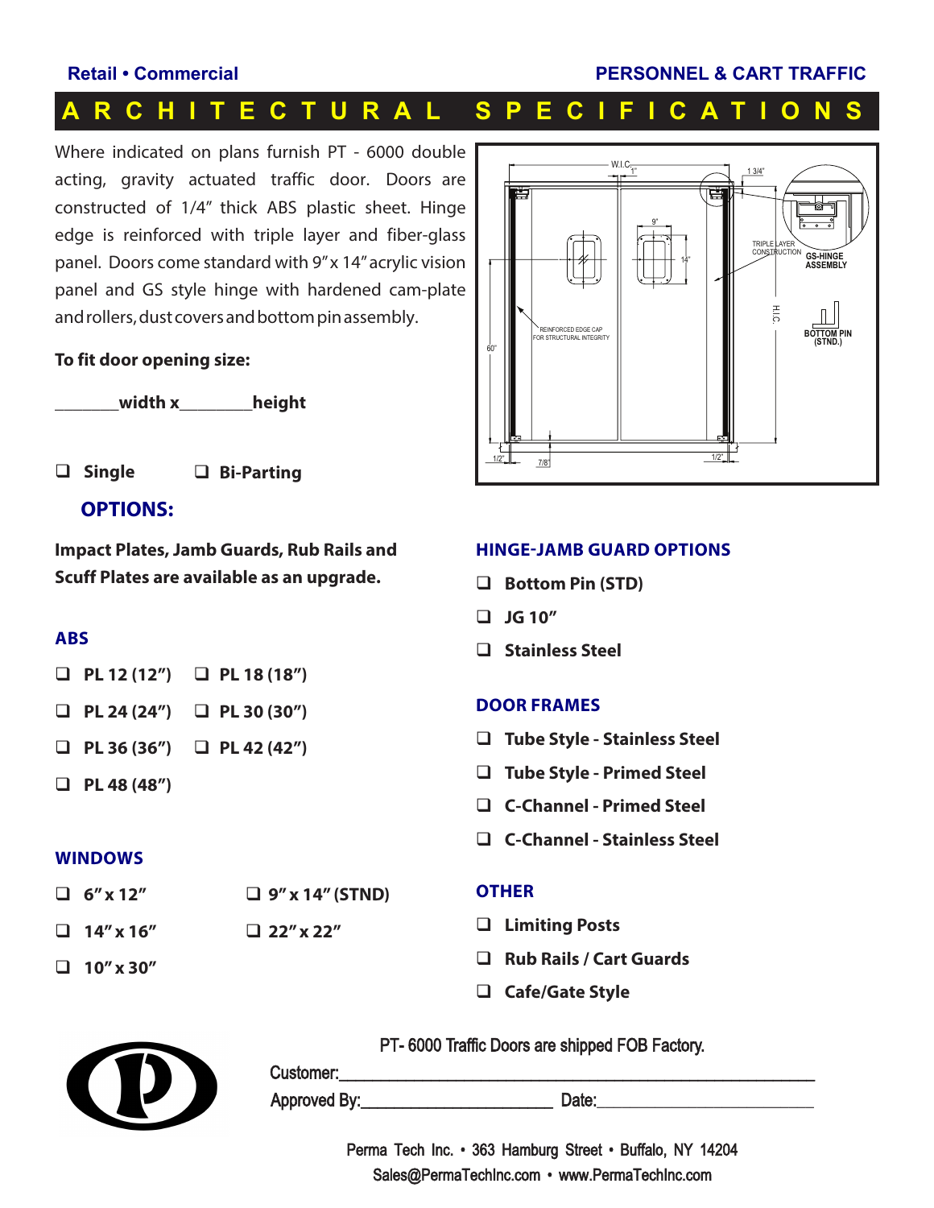Retail • Commercial

PERSONNEL & CART TRAFFIC

# ARCHITECTURAL SPECIFICATIONS

Where indicated on plans furnish PT - 6000 double acting, gravity actuated traffic door. Doors are constructed of 1/4" thick ABS plastic sheet. Hinge edge is reinforced with triple layer and fiber-glass panel. Doors come standard with 9" x 14" acrylic vision panel and GS style hinge with hardened cam-plate and rollers, dust covers and bottom pin assembly.

**To fit door opening size:**

**_______width x________height**

- ❑ **Single**
- ❑ **Bi-Parting**

W.I.C.
1"
1 3/4"
9"
14"
TRIPLE LAYER CONSTRUCTION
GS-HINGE ASSEMBLY
H.I.C.
REINFORCED EDGE CAP FOR STRUCTURAL INTEGRITY
60"
BOTTOM PIN (STND.)
1/2"
7/8"
1/2"

## OPTIONS:

**Impact Plates, Jamb Guards, Rub Rails and Scuff Plates are available as an upgrade.**

### ABS

- ❑ **PL 12 (12")**
- ❑ **PL 18 (18")**
- ❑ **PL 24 (24")**
- ❑ **PL 30 (30")**
- ❑ **PL 36 (36")**
- ❑ **PL 42 (42")**
- ❑ **PL 48 (48")**

### WINDOWS

- ❑ **6" x 12"**
- ❑ **9" x 14" (STND)**
- ❑ **14" x 16"**
- ❑ **22" x 22"**
- ❑ **10" x 30"**

### HINGE-JAMB GUARD OPTIONS

- ❑ **Bottom Pin (STD)**
- ❑ **JG 10"**
- ❑ **Stainless Steel**

### DOOR FRAMES

- ❑ **Tube Style - Stainless Steel**
- ❑ **Tube Style - Primed Steel**
- ❑ **C-Channel - Primed Steel**
- ❑ **C-Channel - Stainless Steel**

### OTHER

- ❑ **Limiting Posts**
- ❑ **Rub Rails / Cart Guards**
- ❑ **Cafe/Gate Style**

PT- 6000 Traffic Doors are shipped FOB Factory.

Customer:_______________________________________________

Approved By:______________________ Date:______________________

Perma Tech Inc. • 363 Hamburg Street • Buffalo, NY 14204

Sales@PermaTechInc.com • www.PermaTechInc.com